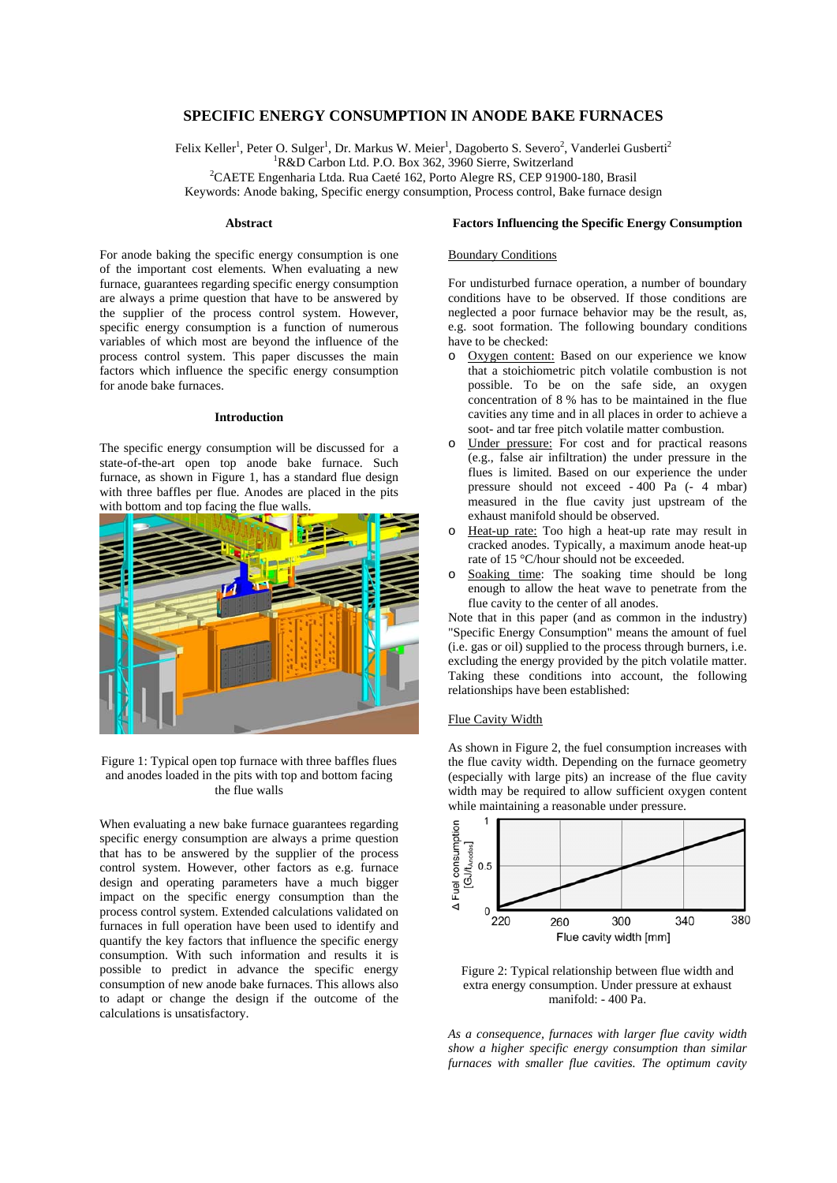# SPECIFIC ENERGY CONSUMPTION IN ANODE BAKE FURNACES

Felix Keller[1], Peter O. Sulger[1], Dr. Markus W. Meier[1], Dagoberto S. Severo[2], Vanderlei Gusberti[2]

[1]R&D Carbon Ltd. P.O. Box 362, 3960 Sierre, Switzerland

[2]CAETE Engenharia Ltda. Rua Caeté 162, Porto Alegre RS, CEP 91900-180, Brasil

Keywords: Anode baking, Specific energy consumption, Process control, Bake furnace design

## Abstract

For anode baking the specific energy consumption is one of the important cost elements. When evaluating a new furnace, guarantees regarding specific energy consumption are always a prime question that have to be answered by the supplier of the process control system. However, specific energy consumption is a function of numerous variables of which most are beyond the influence of the process control system. This paper discusses the main factors which influence the specific energy consumption for anode bake furnaces.

## Introduction

The specific energy consumption will be discussed for a state-of-the-art open top anode bake furnace. Such furnace, as shown in Figure 1, has a standard flue design with three baffles per flue. Anodes are placed in the pits with bottom and top facing the flue walls.

Figure 1: Typical open top furnace with three baffles flues and anodes loaded in the pits with top and bottom facing the flue walls

When evaluating a new bake furnace guarantees regarding specific energy consumption are always a prime question that has to be answered by the supplier of the process control system. However, other factors as e.g. furnace design and operating parameters have a much bigger impact on the specific energy consumption than the process control system. Extended calculations validated on furnaces in full operation have been used to identify and quantify the key factors that influence the specific energy consumption. With such information and results it is possible to predict in advance the specific energy consumption of new anode bake furnaces. This allows also to adapt or change the design if the outcome of the calculations is unsatisfactory.

## Factors Influencing the Specific Energy Consumption

### Boundary Conditions

For undisturbed furnace operation, a number of boundary conditions have to be observed. If those conditions are neglected a poor furnace behavior may be the result, as, e.g. soot formation. The following boundary conditions have to be checked:

- Oxygen content: Based on our experience we know that a stoichiometric pitch volatile combustion is not possible. To be on the safe side, an oxygen concentration of 8 % has to be maintained in the flue cavities any time and in all places in order to achieve a soot- and tar free pitch volatile matter combustion.
- Under pressure: For cost and for practical reasons (e.g., false air infiltration) the under pressure in the flues is limited. Based on our experience the under pressure should not exceed - 400 Pa (- 4 mbar) measured in the flue cavity just upstream of the exhaust manifold should be observed.
- Heat-up rate: Too high a heat-up rate may result in cracked anodes. Typically, a maximum anode heat-up rate of 15 °C/hour should not be exceeded.
- Soaking time: The soaking time should be long enough to allow the heat wave to penetrate from the flue cavity to the center of all anodes.

Note that in this paper (and as common in the industry) "Specific Energy Consumption" means the amount of fuel (i.e. gas or oil) supplied to the process through burners, i.e. excluding the energy provided by the pitch volatile matter. Taking these conditions into account, the following relationships have been established:

### Flue Cavity Width

As shown in Figure 2, the fuel consumption increases with the flue cavity width. Depending on the furnace geometry (especially with large pits) an increase of the flue cavity width may be required to allow sufficient oxygen content while maintaining a reasonable under pressure.

Figure 2: Typical relationship between flue width and extra energy consumption. Under pressure at exhaust manifold: - 400 Pa.

*As a consequence, furnaces with larger flue cavity width show a higher specific energy consumption than similar furnaces with smaller flue cavities. The optimum cavity*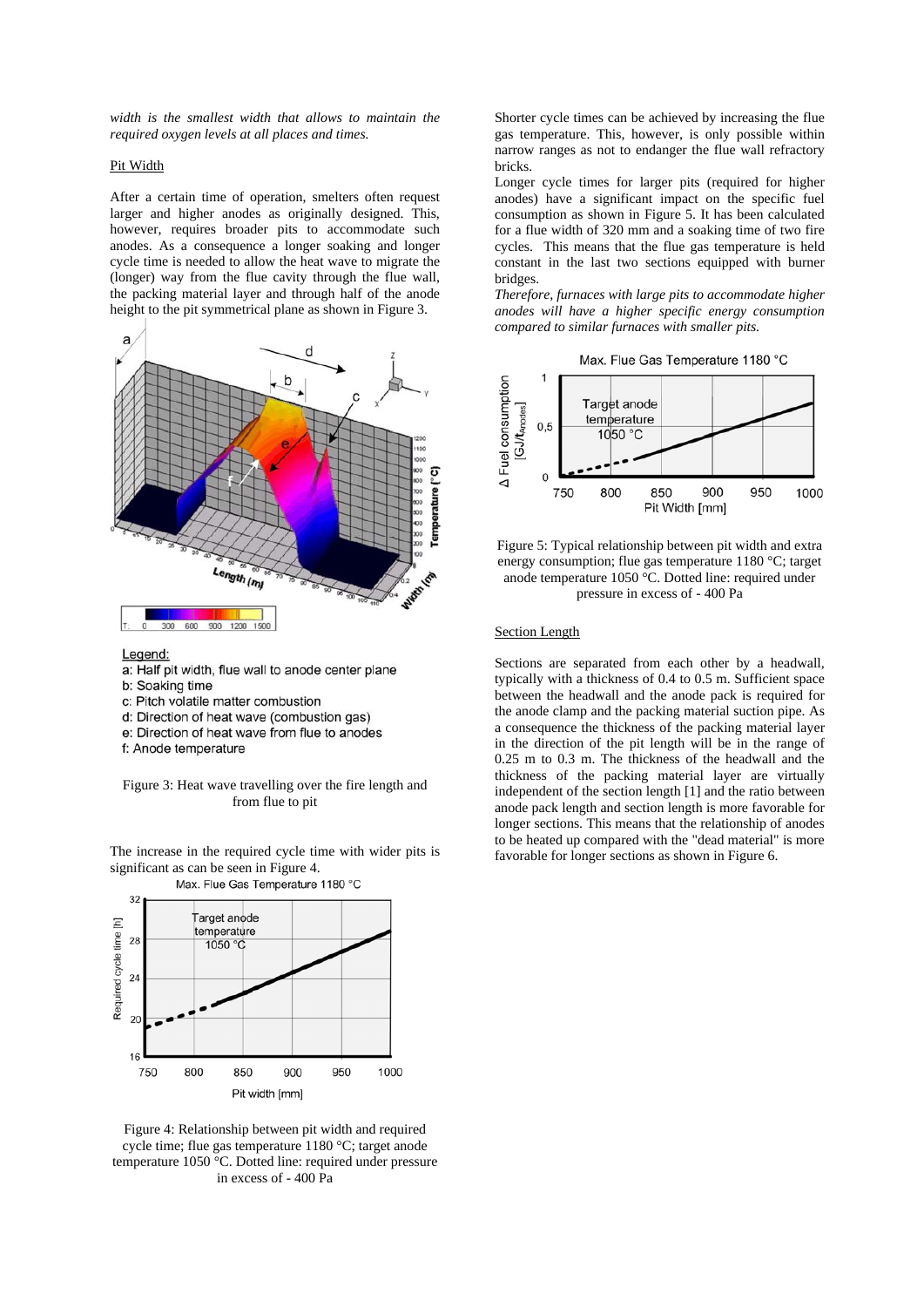*width is the smallest width that allows to maintain the required oxygen levels at all places and times.*

### Pit Width

After a certain time of operation, smelters often request larger and higher anodes as originally designed. This, however, requires broader pits to accommodate such anodes. As a consequence a longer soaking and longer cycle time is needed to allow the heat wave to migrate the (longer) way from the flue cavity through the flue wall, the packing material layer and through half of the anode height to the pit symmetrical plane as shown in Figure 3.

Legend:

- a: Half pit width, flue wall to anode center plane
- b: Soaking time
- c: Pitch volatile matter combustion
- d: Direction of heat wave (combustion gas)
- e: Direction of heat wave from flue to anodes
- f: Anode temperature

Figure 3: Heat wave travelling over the fire length and from flue to pit

The increase in the required cycle time with wider pits is significant as can be seen in Figure 4.

Figure 4: Relationship between pit width and required cycle time; flue gas temperature 1180 °C; target anode temperature 1050 °C. Dotted line: required under pressure in excess of - 400 Pa

Shorter cycle times can be achieved by increasing the flue gas temperature. This, however, is only possible within narrow ranges as not to endanger the flue wall refractory bricks.

Longer cycle times for larger pits (required for higher anodes) have a significant impact on the specific fuel consumption as shown in Figure 5. It has been calculated for a flue width of 320 mm and a soaking time of two fire cycles. This means that the flue gas temperature is held constant in the last two sections equipped with burner bridges.

*Therefore, furnaces with large pits to accommodate higher anodes will have a higher specific energy consumption compared to similar furnaces with smaller pits.*

Figure 5: Typical relationship between pit width and extra energy consumption; flue gas temperature 1180 °C; target anode temperature 1050 °C. Dotted line: required under pressure in excess of - 400 Pa

### Section Length

Sections are separated from each other by a headwall, typically with a thickness of 0.4 to 0.5 m. Sufficient space between the headwall and the anode pack is required for the anode clamp and the packing material suction pipe. As a consequence the thickness of the packing material layer in the direction of the pit length will be in the range of 0.25 m to 0.3 m. The thickness of the headwall and the thickness of the packing material layer are virtually independent of the section length [1] and the ratio between anode pack length and section length is more favorable for longer sections. This means that the relationship of anodes to be heated up compared with the "dead material" is more favorable for longer sections as shown in Figure 6.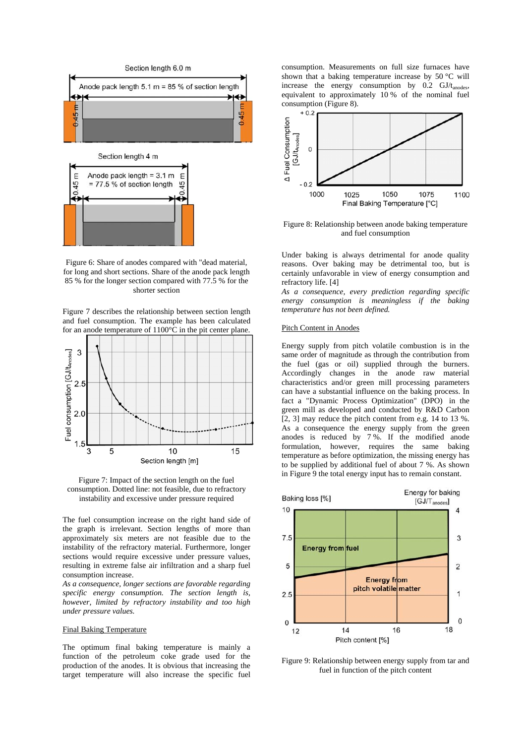Figure 6: Share of anodes compared with "dead material, for long and short sections. Share of the anode pack length 85 % for the longer section compared with 77.5 % for the shorter section

Figure 7 describes the relationship between section length and fuel consumption. The example has been calculated for an anode temperature of 1100°C in the pit center plane.

Figure 7: Impact of the section length on the fuel consumption. Dotted line: not feasible, due to refractory instability and excessive under pressure required

The fuel consumption increase on the right hand side of the graph is irrelevant. Section lengths of more than approximately six meters are not feasible due to the instability of the refractory material. Furthermore, longer sections would require excessive under pressure values, resulting in extreme false air infiltration and a sharp fuel consumption increase.

*As a consequence, longer sections are favorable regarding specific energy consumption. The section length is, however, limited by refractory instability and too high under pressure values.*

## Final Baking Temperature

The optimum final baking temperature is mainly a function of the petroleum coke grade used for the production of the anodes. It is obvious that increasing the target temperature will also increase the specific fuel consumption. Measurements on full size furnaces have shown that a baking temperature increase by 50 °C will increase the energy consumption by 0.2 $GJ/t_{anodes}$, equivalent to approximately 10 % of the nominal fuel consumption (Figure 8).

Figure 8: Relationship between anode baking temperature and fuel consumption

Under baking is always detrimental for anode quality reasons. Over baking may be detrimental too, but is certainly unfavorable in view of energy consumption and refractory life. [4]

*As a consequence, every prediction regarding specific energy consumption is meaningless if the baking temperature has not been defined.*

## Pitch Content in Anodes

Energy supply from pitch volatile combustion is in the same order of magnitude as through the contribution from the fuel (gas or oil) supplied through the burners. Accordingly changes in the anode raw material characteristics and/or green mill processing parameters can have a substantial influence on the baking process. In fact a "Dynamic Process Optimization" (DPO) in the green mill as developed and conducted by R&D Carbon [2, 3] may reduce the pitch content from e.g. 14 to 13 %. As a consequence the energy supply from the green anodes is reduced by 7 %. If the modified anode formulation, however, requires the same baking temperature as before optimization, the missing energy has to be supplied by additional fuel of about 7 %. As shown in Figure 9 the total energy input has to remain constant.

Figure 9: Relationship between energy supply from tar and fuel in function of the pitch content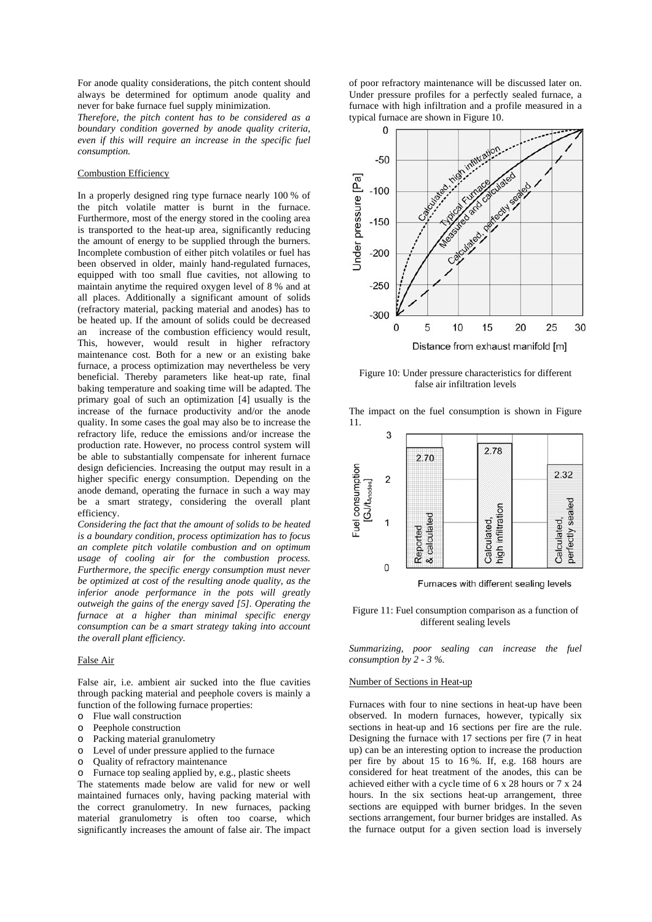For anode quality considerations, the pitch content should always be determined for optimum anode quality and never for bake furnace fuel supply minimization.

*Therefore, the pitch content has to be considered as a boundary condition governed by anode quality criteria, even if this will require an increase in the specific fuel consumption.*

### Combustion Efficiency

In a properly designed ring type furnace nearly 100 % of the pitch volatile matter is burnt in the furnace. Furthermore, most of the energy stored in the cooling area is transported to the heat-up area, significantly reducing the amount of energy to be supplied through the burners. Incomplete combustion of either pitch volatiles or fuel has been observed in older, mainly hand-regulated furnaces, equipped with too small flue cavities, not allowing to maintain anytime the required oxygen level of 8 % and at all places. Additionally a significant amount of solids (refractory material, packing material and anodes) has to be heated up. If the amount of solids could be decreased an increase of the combustion efficiency would result, This, however, would result in higher refractory maintenance cost. Both for a new or an existing bake furnace, a process optimization may nevertheless be very beneficial. Thereby parameters like heat-up rate, final baking temperature and soaking time will be adapted. The primary goal of such an optimization [4] usually is the increase of the furnace productivity and/or the anode quality. In some cases the goal may also be to increase the refractory life, reduce the emissions and/or increase the production rate. However, no process control system will be able to substantially compensate for inherent furnace design deficiencies. Increasing the output may result in a higher specific energy consumption. Depending on the anode demand, operating the furnace in such a way may be a smart strategy, considering the overall plant efficiency.

*Considering the fact that the amount of solids to be heated is a boundary condition, process optimization has to focus an complete pitch volatile combustion and on optimum usage of cooling air for the combustion process. Furthermore, the specific energy consumption must never be optimized at cost of the resulting anode quality, as the inferior anode performance in the pots will greatly outweigh the gains of the energy saved [5]. Operating the furnace at a higher than minimal specific energy consumption can be a smart strategy taking into account the overall plant efficiency.*

### False Air

False air, i.e. ambient air sucked into the flue cavities through packing material and peephole covers is mainly a function of the following furnace properties:

- Flue wall construction
- Peephole construction
- Packing material granulometry
- Level of under pressure applied to the furnace
- Quality of refractory maintenance
- Furnace top sealing applied by, e.g., plastic sheets

The statements made below are valid for new or well maintained furnaces only, having packing material with the correct granulometry. In new furnaces, packing material granulometry is often too coarse, which significantly increases the amount of false air. The impact of poor refractory maintenance will be discussed later on. Under pressure profiles for a perfectly sealed furnace, a furnace with high infiltration and a profile measured in a typical furnace are shown in Figure 10.

Figure 10: Under pressure characteristics for different false air infiltration levels

The impact on the fuel consumption is shown in Figure 11.

Figure 11: Fuel consumption comparison as a function of different sealing levels

*Summarizing, poor sealing can increase the fuel consumption by 2 - 3 %.*

### Number of Sections in Heat-up

Furnaces with four to nine sections in heat-up have been observed. In modern furnaces, however, typically six sections in heat-up and 16 sections per fire are the rule. Designing the furnace with 17 sections per fire (7 in heat up) can be an interesting option to increase the production per fire by about 15 to 16 %. If, e.g. 168 hours are considered for heat treatment of the anodes, this can be achieved either with a cycle time of 6 x 28 hours or 7 x 24 hours. In the six sections heat-up arrangement, three sections are equipped with burner bridges. In the seven sections arrangement, four burner bridges are installed. As the furnace output for a given section load is inversely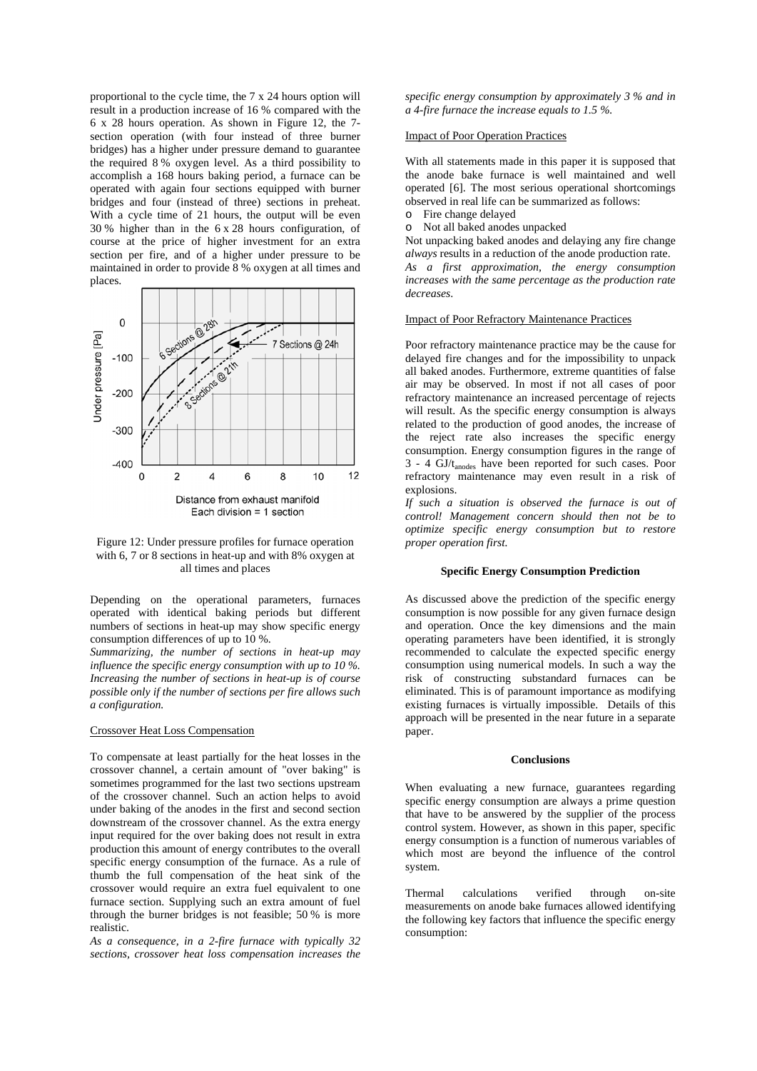proportional to the cycle time, the 7 x 24 hours option will result in a production increase of 16 % compared with the 6 x 28 hours operation. As shown in Figure 12, the 7-section operation (with four instead of three burner bridges) has a higher under pressure demand to guarantee the required 8 % oxygen level. As a third possibility to accomplish a 168 hours baking period, a furnace can be operated with again four sections equipped with burner bridges and four (instead of three) sections in preheat. With a cycle time of 21 hours, the output will be even 30 % higher than in the 6 x 28 hours configuration, of course at the price of higher investment for an extra section per fire, and of a higher under pressure to be maintained in order to provide 8 % oxygen at all times and places.

Under pressure [Pa]
0
-100
-200
-300
-400
0 2 4 6 8 10 12
6 Sections @ 28h
7 Sections @ 24h
8 Sections @ 21h
Distance from exhaust manifold
Each division = 1 section

Figure 12: Under pressure profiles for furnace operation with 6, 7 or 8 sections in heat-up and with 8% oxygen at all times and places

Depending on the operational parameters, furnaces operated with identical baking periods but different numbers of sections in heat-up may show specific energy consumption differences of up to 10 %.

*Summarizing, the number of sections in heat-up may influence the specific energy consumption with up to 10 %. Increasing the number of sections in heat-up is of course possible only if the number of sections per fire allows such a configuration.*

### Crossover Heat Loss Compensation

To compensate at least partially for the heat losses in the crossover channel, a certain amount of "over baking" is sometimes programmed for the last two sections upstream of the crossover channel. Such an action helps to avoid under baking of the anodes in the first and second section downstream of the crossover channel. As the extra energy input required for the over baking does not result in extra production this amount of energy contributes to the overall specific energy consumption of the furnace. As a rule of thumb the full compensation of the heat sink of the crossover would require an extra fuel equivalent to one furnace section. Supplying such an extra amount of fuel through the burner bridges is not feasible; 50 % is more realistic.

*As a consequence, in a 2-fire furnace with typically 32 sections, crossover heat loss compensation increases the specific energy consumption by approximately 3 % and in a 4-fire furnace the increase equals to 1.5 %.*

### Impact of Poor Operation Practices

With all statements made in this paper it is supposed that the anode bake furnace is well maintained and well operated [6]. The most serious operational shortcomings observed in real life can be summarized as follows:

- Fire change delayed
- Not all baked anodes unpacked

Not unpacking baked anodes and delaying any fire change *always* results in a reduction of the anode production rate. *As a first approximation, the energy consumption increases with the same percentage as the production rate decreases*.

### Impact of Poor Refractory Maintenance Practices

Poor refractory maintenance practice may be the cause for delayed fire changes and for the impossibility to unpack all baked anodes. Furthermore, extreme quantities of false air may be observed. In most if not all cases of poor refractory maintenance an increased percentage of rejects will result. As the specific energy consumption is always related to the production of good anodes, the increase of the reject rate also increases the specific energy consumption. Energy consumption figures in the range of 3 - 4 $GJ/t_{anodes}$ have been reported for such cases. Poor refractory maintenance may even result in a risk of explosions.

*If such a situation is observed the furnace is out of control! Management concern should then not be to optimize specific energy consumption but to restore proper operation first.*

## Specific Energy Consumption Prediction

As discussed above the prediction of the specific energy consumption is now possible for any given furnace design and operation. Once the key dimensions and the main operating parameters have been identified, it is strongly recommended to calculate the expected specific energy consumption using numerical models. In such a way the risk of constructing substandard furnaces can be eliminated. This is of paramount importance as modifying existing furnaces is virtually impossible. Details of this approach will be presented in the near future in a separate paper.

## Conclusions

When evaluating a new furnace, guarantees regarding specific energy consumption are always a prime question that have to be answered by the supplier of the process control system. However, as shown in this paper, specific energy consumption is a function of numerous variables of which most are beyond the influence of the control system.

Thermal calculations verified through on-site measurements on anode bake furnaces allowed identifying the following key factors that influence the specific energy consumption: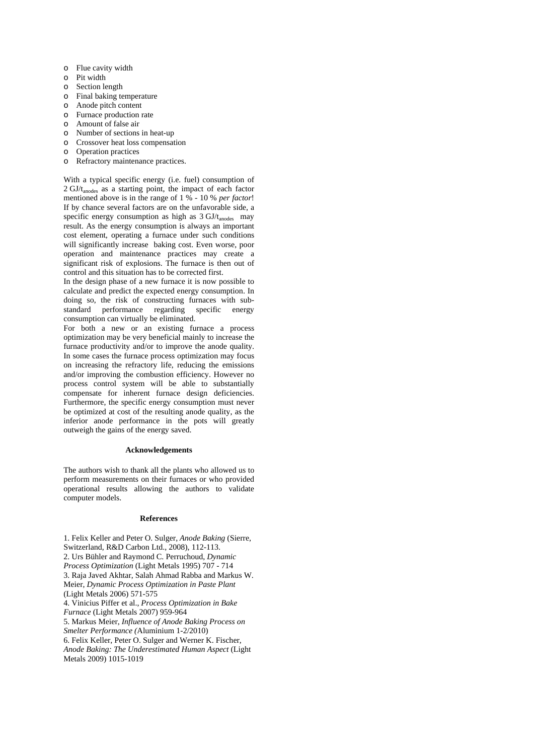- Flue cavity width
- Pit width
- Section length
- Final baking temperature
- Anode pitch content
- Furnace production rate
- Amount of false air
- Number of sections in heat-up
- Crossover heat loss compensation
- Operation practices
- Refractory maintenance practices.

With a typical specific energy (i.e. fuel) consumption of 2 $GJ/t_{anodes}$ as a starting point, the impact of each factor mentioned above is in the range of 1 % - 10 % *per factor*! If by chance several factors are on the unfavorable side, a specific energy consumption as high as 3 $GJ/t_{anodes}$ may result. As the energy consumption is always an important cost element, operating a furnace under such conditions will significantly increase baking cost. Even worse, poor operation and maintenance practices may create a significant risk of explosions. The furnace is then out of control and this situation has to be corrected first.

In the design phase of a new furnace it is now possible to calculate and predict the expected energy consumption. In doing so, the risk of constructing furnaces with sub-standard performance regarding specific energy consumption can virtually be eliminated.

For both a new or an existing furnace a process optimization may be very beneficial mainly to increase the furnace productivity and/or to improve the anode quality. In some cases the furnace process optimization may focus on increasing the refractory life, reducing the emissions and/or improving the combustion efficiency. However no process control system will be able to substantially compensate for inherent furnace design deficiencies. Furthermore, the specific energy consumption must never be optimized at cost of the resulting anode quality, as the inferior anode performance in the pots will greatly outweigh the gains of the energy saved.

## Acknowledgements

The authors wish to thank all the plants who allowed us to perform measurements on their furnaces or who provided operational results allowing the authors to validate computer models.

## References

1. Felix Keller and Peter O. Sulger, *Anode Baking* (Sierre, Switzerland, R&D Carbon Ltd., 2008), 112-113.
2. Urs Bühler and Raymond C. Perruchoud, *Dynamic Process Optimization* (Light Metals 1995) 707 - 714
3. Raja Javed Akhtar, Salah Ahmad Rabba and Markus W. Meier, *Dynamic Process Optimization in Paste Plant* (Light Metals 2006) 571-575
4. Vinicius Piffer et al., *Process Optimization in Bake Furnace* (Light Metals 2007) 959-964
5. Markus Meier, *Influence of Anode Baking Process on Smelter Performance (*Aluminium 1-2/2010)
6. Felix Keller, Peter O. Sulger and Werner K. Fischer, *Anode Baking: The Underestimated Human Aspect* (Light Metals 2009) 1015-1019